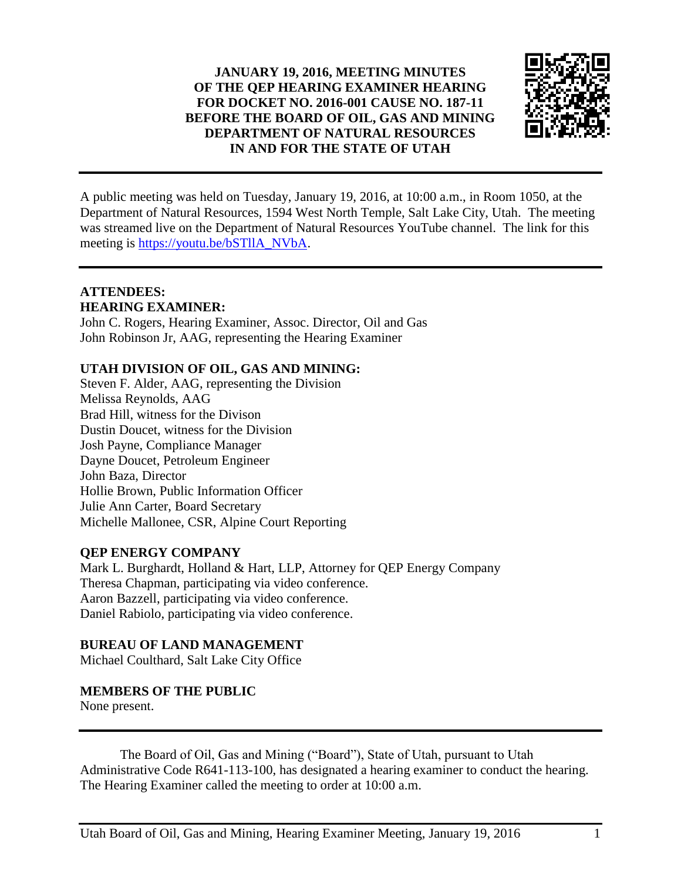# JANUARY 19, 2016, MEETING MINUTES OF THE QEP HEARING EXAMINER HEARING FOR DOCKET NO. 2016-001 CAUSE NO. 187-11 BEFORE THE BOARD OF OIL, GAS AND MINING DEPARTMENT OF NATURAL RESOURCES IN AND FOR THE STATE OF UTAH

A public meeting was held on Tuesday, January 19, 2016, at 10:00 a.m., in Room 1050, at the Department of Natural Resources, 1594 West North Temple, Salt Lake City, Utah. The meeting was streamed live on the Department of Natural Resources YouTube channel. The link for this meeting is https://youtu.be/bSTllA_NVbA.

**ATTENDEES:**

**HEARING EXAMINER:**

John C. Rogers, Hearing Examiner, Assoc. Director, Oil and Gas
John Robinson Jr, AAG, representing the Hearing Examiner

**UTAH DIVISION OF OIL, GAS AND MINING:**

Steven F. Alder, AAG, representing the Division
Melissa Reynolds, AAG
Brad Hill, witness for the Divison
Dustin Doucet, witness for the Division
Josh Payne, Compliance Manager
Dayne Doucet, Petroleum Engineer
John Baza, Director
Hollie Brown, Public Information Officer
Julie Ann Carter, Board Secretary
Michelle Mallonee, CSR, Alpine Court Reporting

**QEP ENERGY COMPANY**

Mark L. Burghardt, Holland & Hart, LLP, Attorney for QEP Energy Company
Theresa Chapman, participating via video conference.
Aaron Bazzell, participating via video conference.
Daniel Rabiolo, participating via video conference.

**BUREAU OF LAND MANAGEMENT**

Michael Coulthard, Salt Lake City Office

**MEMBERS OF THE PUBLIC**

None present.

The Board of Oil, Gas and Mining ("Board"), State of Utah, pursuant to Utah Administrative Code R641-113-100, has designated a hearing examiner to conduct the hearing. The Hearing Examiner called the meeting to order at 10:00 a.m.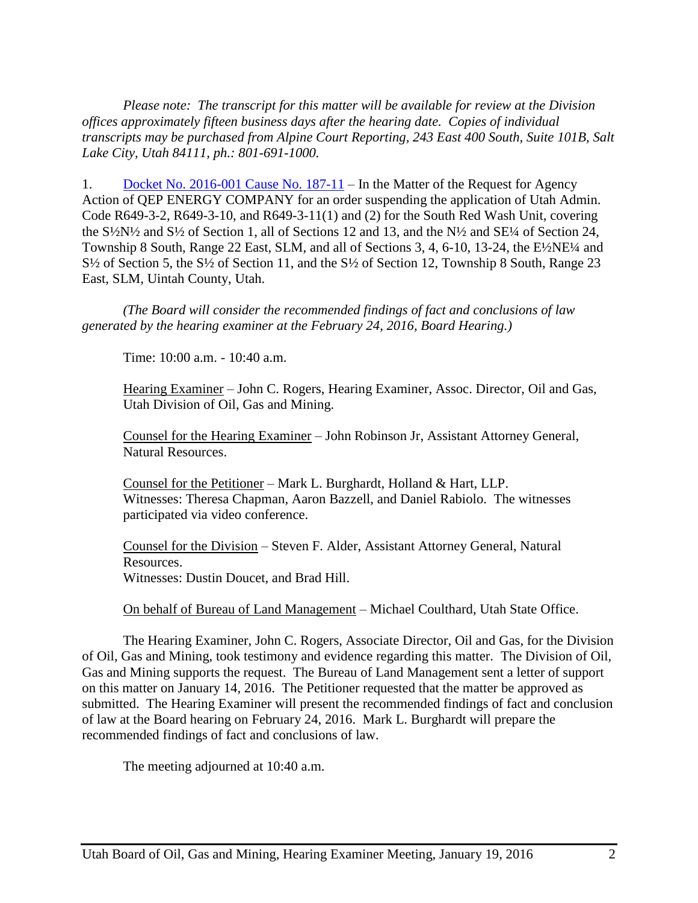*Please note: The transcript for this matter will be available for review at the Division offices approximately fifteen business days after the hearing date. Copies of individual transcripts may be purchased from Alpine Court Reporting, 243 East 400 South, Suite 101B, Salt Lake City, Utah 84111, ph.: 801-691-1000.*

1. [Docket No. 2016-001 Cause No. 187-11]() – In the Matter of the Request for Agency Action of QEP ENERGY COMPANY for an order suspending the application of Utah Admin. Code R649-3-2, R649-3-10, and R649-3-11(1) and (2) for the South Red Wash Unit, covering the S½N½ and S½ of Section 1, all of Sections 12 and 13, and the N½ and SE¼ of Section 24, Township 8 South, Range 22 East, SLM, and all of Sections 3, 4, 6-10, 13-24, the E½NE¼ and S½ of Section 5, the S½ of Section 11, and the S½ of Section 12, Township 8 South, Range 23 East, SLM, Uintah County, Utah.

*(The Board will consider the recommended findings of fact and conclusions of law generated by the hearing examiner at the February 24, 2016, Board Hearing.)*

Time: 10:00 a.m. - 10:40 a.m.

Hearing Examiner – John C. Rogers, Hearing Examiner, Assoc. Director, Oil and Gas, Utah Division of Oil, Gas and Mining.

Counsel for the Hearing Examiner – John Robinson Jr, Assistant Attorney General, Natural Resources.

Counsel for the Petitioner – Mark L. Burghardt, Holland & Hart, LLP.
Witnesses: Theresa Chapman, Aaron Bazzell, and Daniel Rabiolo. The witnesses participated via video conference.

Counsel for the Division – Steven F. Alder, Assistant Attorney General, Natural Resources.
Witnesses: Dustin Doucet, and Brad Hill.

On behalf of Bureau of Land Management – Michael Coulthard, Utah State Office.

The Hearing Examiner, John C. Rogers, Associate Director, Oil and Gas, for the Division of Oil, Gas and Mining, took testimony and evidence regarding this matter. The Division of Oil, Gas and Mining supports the request. The Bureau of Land Management sent a letter of support on this matter on January 14, 2016. The Petitioner requested that the matter be approved as submitted. The Hearing Examiner will present the recommended findings of fact and conclusion of law at the Board hearing on February 24, 2016. Mark L. Burghardt will prepare the recommended findings of fact and conclusions of law.

The meeting adjourned at 10:40 a.m.